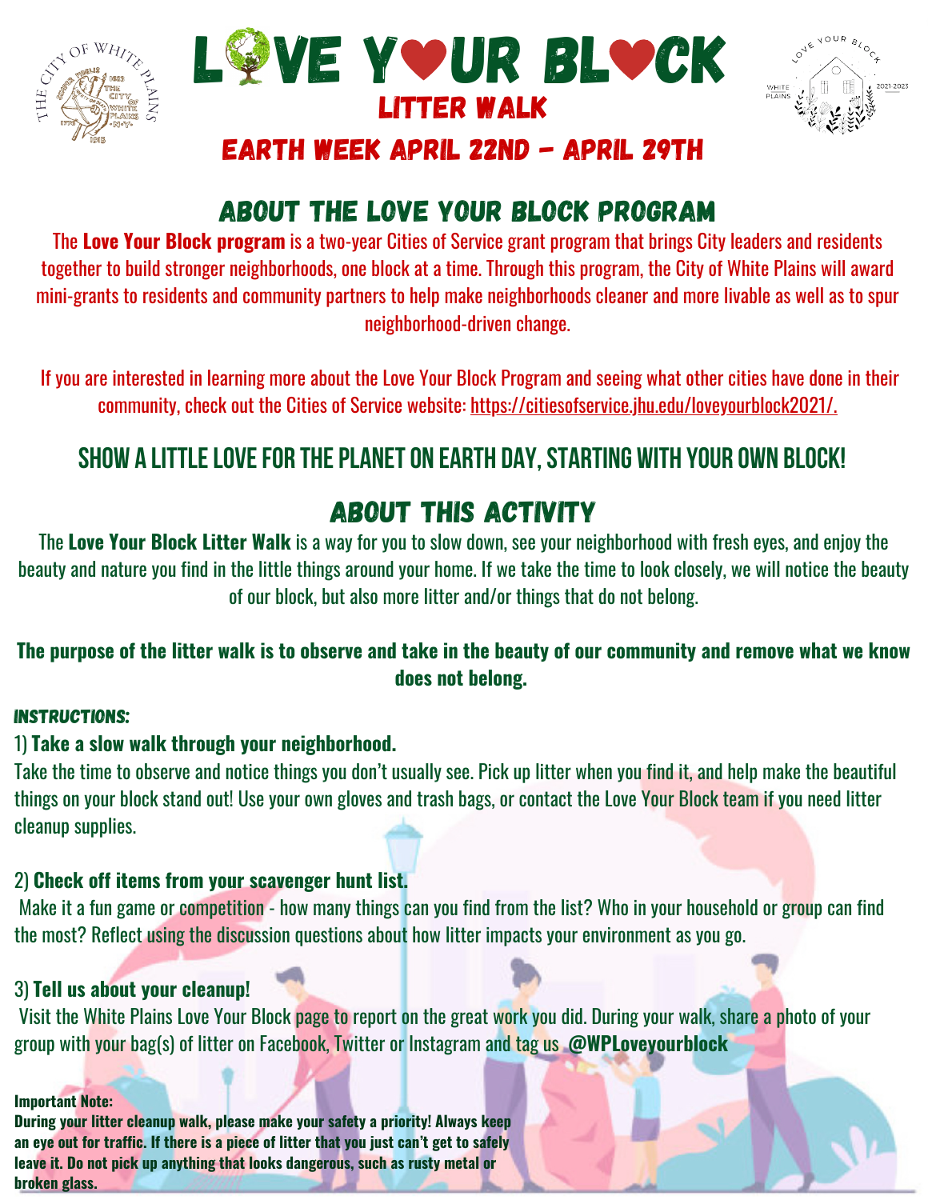# LOVE YOUR BLOCK

## LITTER WALK

## EARTH WEEK APRIL 22ND - APRIL 29TH

## ABOUT THE LOVE YOUR BLOCK PROGRAM

The **Love Your Block program** is a two-year Cities of Service grant program that brings City leaders and residents together to build stronger neighborhoods, one block at a time. Through this program, the City of White Plains will award mini-grants to residents and community partners to help make neighborhoods cleaner and more livable as well as to spur neighborhood-driven change.

If you are interested in learning more about the Love Your Block Program and seeing what other cities have done in their community, check out the Cities of Service website: https://citiesofservice.jhu.edu/loveyourblock2021/.

## SHOW A LITTLE LOVE FOR THE PLANET ON EARTH DAY, STARTING WITH YOUR OWN BLOCK!

## ABOUT THIS ACTIVITY

The **Love Your Block Litter Walk** is a way for you to slow down, see your neighborhood with fresh eyes, and enjoy the beauty and nature you find in the little things around your home. If we take the time to look closely, we will notice the beauty of our block, but also more litter and/or things that do not belong.

**The purpose of the litter walk is to observe and take in the beauty of our community and remove what we know does not belong.**

***INSTRUCTIONS:***

1) **Take a slow walk through your neighborhood.**
Take the time to observe and notice things you don't usually see. Pick up litter when you find it, and help make the beautiful things on your block stand out! Use your own gloves and trash bags, or contact the Love Your Block team if you need litter cleanup supplies.

2) **Check off items from your scavenger hunt list.**
Make it a fun game or competition - how many things can you find from the list? Who in your household or group can find the most? Reflect using the discussion questions about how litter impacts your environment as you go.

3) **Tell us about your cleanup!**
Visit the White Plains Love Your Block page to report on the great work you did. During your walk, share a photo of your group with your bag(s) of litter on Facebook, Twitter or Instagram and tag us **@WPLoveyourblock**

**Important Note:**
**During your litter cleanup walk, please make your safety a priority! Always keep an eye out for traffic. If there is a piece of litter that you just can't get to safely leave it. Do not pick up anything that looks dangerous, such as rusty metal or broken glass.**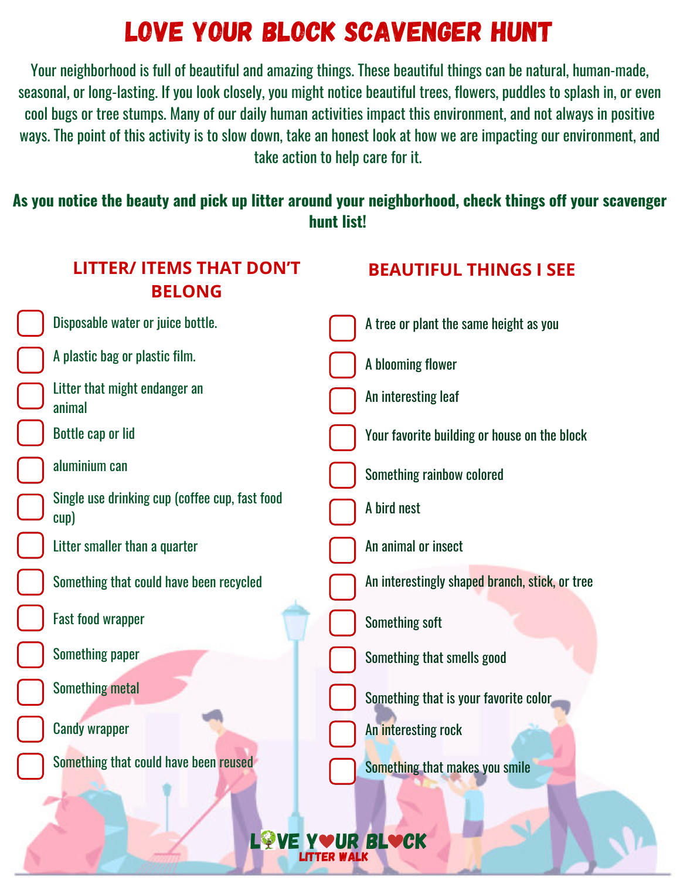# LOVE YOUR BLOCK SCAVENGER HUNT

Your neighborhood is full of beautiful and amazing things. These beautiful things can be natural, human-made, seasonal, or long-lasting. If you look closely, you might notice beautiful trees, flowers, puddles to splash in, or even cool bugs or tree stumps. Many of our daily human activities impact this environment, and not always in positive ways. The point of this activity is to slow down, take an honest look at how we are impacting our environment, and take action to help care for it.

**As you notice the beauty and pick up litter around your neighborhood, check things off your scavenger hunt list!**

## LITTER/ ITEMS THAT DON'T BELONG

- [ ] Disposable water or juice bottle.
- [ ] A plastic bag or plastic film.
- [ ] Litter that might endanger an animal
- [ ] Bottle cap or lid
- [ ] aluminium can
- [ ] Single use drinking cup (coffee cup, fast food cup)
- [ ] Litter smaller than a quarter
- [ ] Something that could have been recycled
- [ ] Fast food wrapper
- [ ] Something paper
- [ ] Something metal
- [ ] Candy wrapper
- [ ] Something that could have been reused

## BEAUTIFUL THINGS I SEE

- [ ] A tree or plant the same height as you
- [ ] A blooming flower
- [ ] An interesting leaf
- [ ] Your favorite building or house on the block
- [ ] Something rainbow colored
- [ ] A bird nest
- [ ] An animal or insect
- [ ] An interestingly shaped branch, stick, or tree
- [ ] Something soft
- [ ] Something that smells good
- [ ] Something that is your favorite color
- [ ] An interesting rock
- [ ] Something that makes you smile

LOVE YOUR BLOCK
LITTER WALK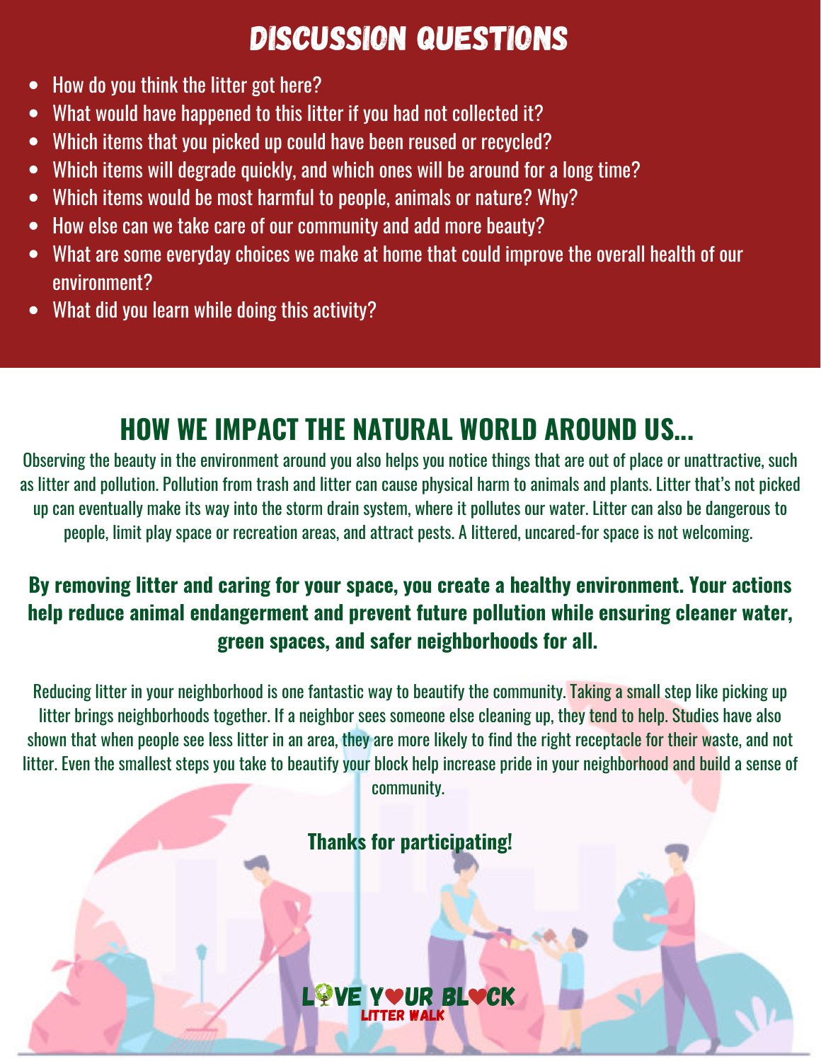# DISCUSSION QUESTIONS

- How do you think the litter got here?
- What would have happened to this litter if you had not collected it?
- Which items that you picked up could have been reused or recycled?
- Which items will degrade quickly, and which ones will be around for a long time?
- Which items would be most harmful to people, animals or nature? Why?
- How else can we take care of our community and add more beauty?
- What are some everyday choices we make at home that could improve the overall health of our environment?
- What did you learn while doing this activity?

## HOW WE IMPACT THE NATURAL WORLD AROUND US...

Observing the beauty in the environment around you also helps you notice things that are out of place or unattractive, such as litter and pollution. Pollution from trash and litter can cause physical harm to animals and plants. Litter that's not picked up can eventually make its way into the storm drain system, where it pollutes our water. Litter can also be dangerous to people, limit play space or recreation areas, and attract pests. A littered, uncared-for space is not welcoming.

**By removing litter and caring for your space, you create a healthy environment. Your actions help reduce animal endangerment and prevent future pollution while ensuring cleaner water, green spaces, and safer neighborhoods for all.**

Reducing litter in your neighborhood is one fantastic way to beautify the community. Taking a small step like picking up litter brings neighborhoods together. If a neighbor sees someone else cleaning up, they tend to help. Studies have also shown that when people see less litter in an area, they are more likely to find the right receptacle for their waste, and not litter. Even the smallest steps you take to beautify your block help increase pride in your neighborhood and build a sense of community.

**Thanks for participating!**

LOVE YOUR BLOCK
LITTER WALK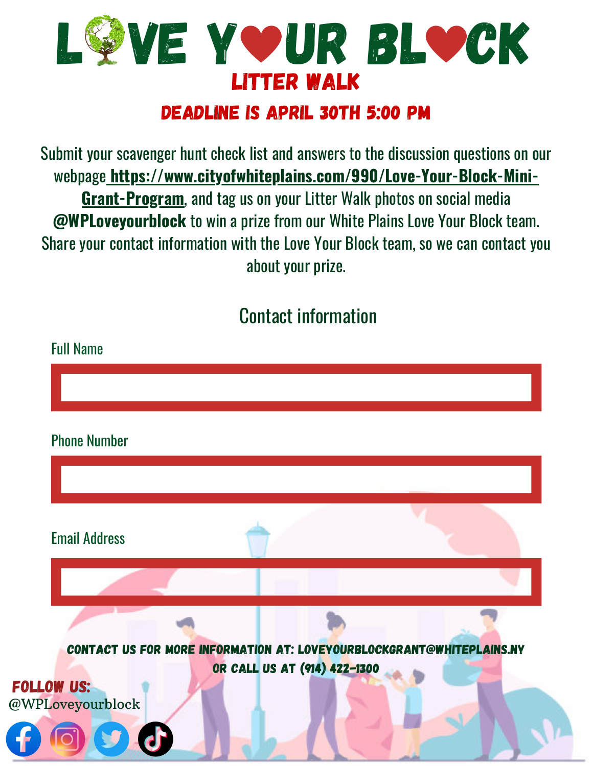# LOVE YOUR BLOCK

## LITTER WALK

### DEADLINE IS APRIL 30TH 5:00 PM

Submit your scavenger hunt check list and answers to the discussion questions on our webpage **https://www.cityofwhiteplains.com/990/Love-Your-Block-Mini-Grant-Program**, and tag us on your Litter Walk photos on social media **@WPLoveyourblock** to win a prize from our White Plains Love Your Block team. Share your contact information with the Love Your Block team, so we can contact you about your prize.

## Contact information

Full Name

Phone Number

Email Address

**CONTACT US FOR MORE INFORMATION AT: LOVEYOURBLOCKGRANT@WHITEPLAINS.NY OR CALL US AT (914) 422-1300**

**FOLLOW US:**

@WPLoveyourblock